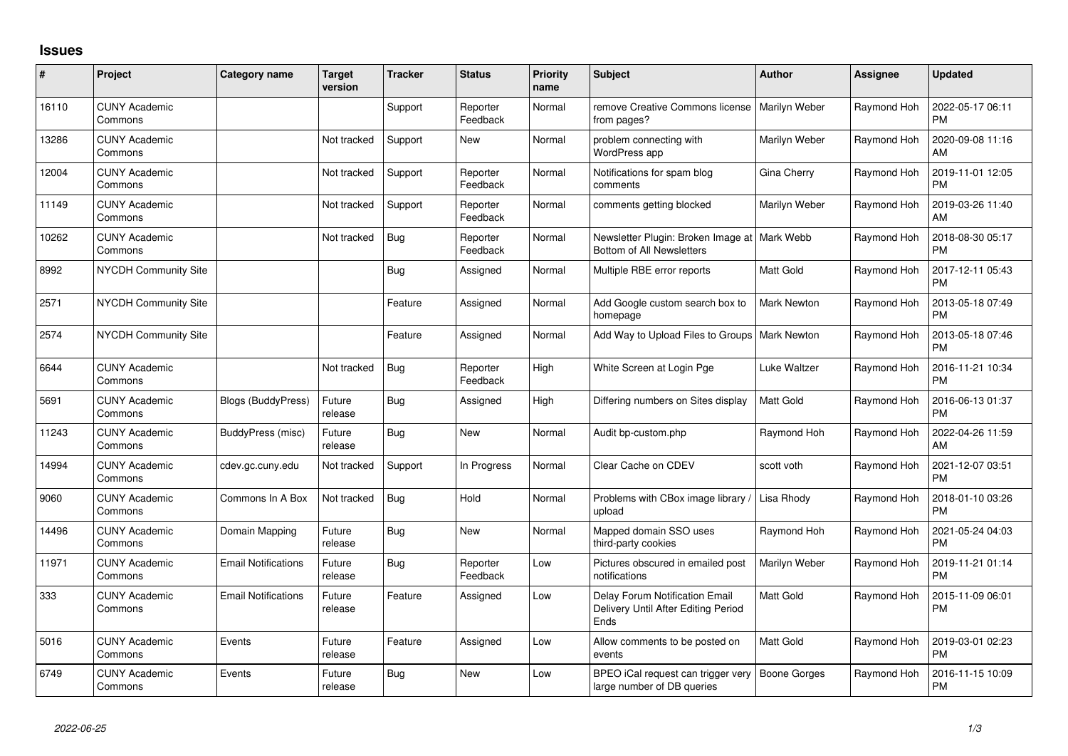# Issues

| # | Project | Category name | Target version | Tracker | Status | Priority name | Subject | Author | Assignee | Updated |
|---|---|---|---|---|---|---|---|---|---|---|
| 16110 | CUNY Academic Commons | | | Support | Reporter Feedback | Normal | remove Creative Commons license from pages? | Marilyn Weber | Raymond Hoh | 2022-05-17 06:11 PM |
| 13286 | CUNY Academic Commons | | Not tracked | Support | New | Normal | problem connecting with WordPress app | Marilyn Weber | Raymond Hoh | 2020-09-08 11:16 AM |
| 12004 | CUNY Academic Commons | | Not tracked | Support | Reporter Feedback | Normal | Notifications for spam blog comments | Gina Cherry | Raymond Hoh | 2019-11-01 12:05 PM |
| 11149 | CUNY Academic Commons | | Not tracked | Support | Reporter Feedback | Normal | comments getting blocked | Marilyn Weber | Raymond Hoh | 2019-03-26 11:40 AM |
| 10262 | CUNY Academic Commons | | Not tracked | Bug | Reporter Feedback | Normal | Newsletter Plugin: Broken Image at Bottom of All Newsletters | Mark Webb | Raymond Hoh | 2018-08-30 05:17 PM |
| 8992 | NYCDH Community Site | | | Bug | Assigned | Normal | Multiple RBE error reports | Matt Gold | Raymond Hoh | 2017-12-11 05:43 PM |
| 2571 | NYCDH Community Site | | | Feature | Assigned | Normal | Add Google custom search box to homepage | Mark Newton | Raymond Hoh | 2013-05-18 07:49 PM |
| 2574 | NYCDH Community Site | | | Feature | Assigned | Normal | Add Way to Upload Files to Groups | Mark Newton | Raymond Hoh | 2013-05-18 07:46 PM |
| 6644 | CUNY Academic Commons | | Not tracked | Bug | Reporter Feedback | High | White Screen at Login Pge | Luke Waltzer | Raymond Hoh | 2016-11-21 10:34 PM |
| 5691 | CUNY Academic Commons | Blogs (BuddyPress) | Future release | Bug | Assigned | High | Differing numbers on Sites display | Matt Gold | Raymond Hoh | 2016-06-13 01:37 PM |
| 11243 | CUNY Academic Commons | BuddyPress (misc) | Future release | Bug | New | Normal | Audit bp-custom.php | Raymond Hoh | Raymond Hoh | 2022-04-26 11:59 AM |
| 14994 | CUNY Academic Commons | cdev.gc.cuny.edu | Not tracked | Support | In Progress | Normal | Clear Cache on CDEV | scott voth | Raymond Hoh | 2021-12-07 03:51 PM |
| 9060 | CUNY Academic Commons | Commons In A Box | Not tracked | Bug | Hold | Normal | Problems with CBox image library / upload | Lisa Rhody | Raymond Hoh | 2018-01-10 03:26 PM |
| 14496 | CUNY Academic Commons | Domain Mapping | Future release | Bug | New | Normal | Mapped domain SSO uses third-party cookies | Raymond Hoh | Raymond Hoh | 2021-05-24 04:03 PM |
| 11971 | CUNY Academic Commons | Email Notifications | Future release | Bug | Reporter Feedback | Low | Pictures obscured in emailed post notifications | Marilyn Weber | Raymond Hoh | 2019-11-21 01:14 PM |
| 333 | CUNY Academic Commons | Email Notifications | Future release | Feature | Assigned | Low | Delay Forum Notification Email Delivery Until After Editing Period Ends | Matt Gold | Raymond Hoh | 2015-11-09 06:01 PM |
| 5016 | CUNY Academic Commons | Events | Future release | Feature | Assigned | Low | Allow comments to be posted on events | Matt Gold | Raymond Hoh | 2019-03-01 02:23 PM |
| 6749 | CUNY Academic Commons | Events | Future release | Bug | New | Low | BPEO iCal request can trigger very large number of DB queries | Boone Gorges | Raymond Hoh | 2016-11-15 10:09 PM |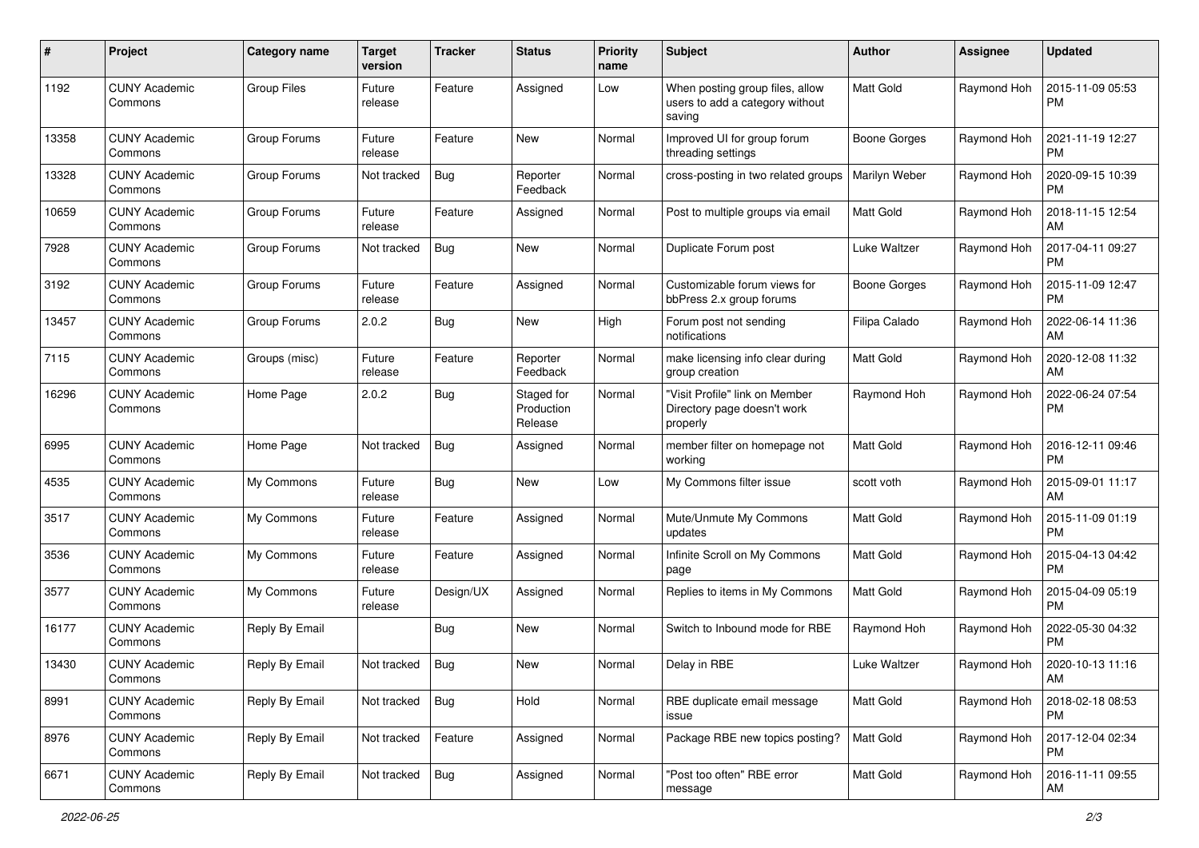| # | Project | Category name | Target version | Tracker | Status | Priority name | Subject | Author | Assignee | Updated |
|---|---|---|---|---|---|---|---|---|---|---|
| 1192 | CUNY Academic Commons | Group Files | Future release | Feature | Assigned | Low | When posting group files, allow users to add a category without saving | Matt Gold | Raymond Hoh | 2015-11-09 05:53 PM |
| 13358 | CUNY Academic Commons | Group Forums | Future release | Feature | New | Normal | Improved UI for group forum threading settings | Boone Gorges | Raymond Hoh | 2021-11-19 12:27 PM |
| 13328 | CUNY Academic Commons | Group Forums | Not tracked | Bug | Reporter Feedback | Normal | cross-posting in two related groups | Marilyn Weber | Raymond Hoh | 2020-09-15 10:39 PM |
| 10659 | CUNY Academic Commons | Group Forums | Future release | Feature | Assigned | Normal | Post to multiple groups via email | Matt Gold | Raymond Hoh | 2018-11-15 12:54 AM |
| 7928 | CUNY Academic Commons | Group Forums | Not tracked | Bug | New | Normal | Duplicate Forum post | Luke Waltzer | Raymond Hoh | 2017-04-11 09:27 PM |
| 3192 | CUNY Academic Commons | Group Forums | Future release | Feature | Assigned | Normal | Customizable forum views for bbPress 2.x group forums | Boone Gorges | Raymond Hoh | 2015-11-09 12:47 PM |
| 13457 | CUNY Academic Commons | Group Forums | 2.0.2 | Bug | New | High | Forum post not sending notifications | Filipa Calado | Raymond Hoh | 2022-06-14 11:36 AM |
| 7115 | CUNY Academic Commons | Groups (misc) | Future release | Feature | Reporter Feedback | Normal | make licensing info clear during group creation | Matt Gold | Raymond Hoh | 2020-12-08 11:32 AM |
| 16296 | CUNY Academic Commons | Home Page | 2.0.2 | Bug | Staged for Production Release | Normal | "Visit Profile" link on Member Directory page doesn't work properly | Raymond Hoh | Raymond Hoh | 2022-06-24 07:54 PM |
| 6995 | CUNY Academic Commons | Home Page | Not tracked | Bug | Assigned | Normal | member filter on homepage not working | Matt Gold | Raymond Hoh | 2016-12-11 09:46 PM |
| 4535 | CUNY Academic Commons | My Commons | Future release | Bug | New | Low | My Commons filter issue | scott voth | Raymond Hoh | 2015-09-01 11:17 AM |
| 3517 | CUNY Academic Commons | My Commons | Future release | Feature | Assigned | Normal | Mute/Unmute My Commons updates | Matt Gold | Raymond Hoh | 2015-11-09 01:19 PM |
| 3536 | CUNY Academic Commons | My Commons | Future release | Feature | Assigned | Normal | Infinite Scroll on My Commons page | Matt Gold | Raymond Hoh | 2015-04-13 04:42 PM |
| 3577 | CUNY Academic Commons | My Commons | Future release | Design/UX | Assigned | Normal | Replies to items in My Commons | Matt Gold | Raymond Hoh | 2015-04-09 05:19 PM |
| 16177 | CUNY Academic Commons | Reply By Email | | Bug | New | Normal | Switch to Inbound mode for RBE | Raymond Hoh | Raymond Hoh | 2022-05-30 04:32 PM |
| 13430 | CUNY Academic Commons | Reply By Email | Not tracked | Bug | New | Normal | Delay in RBE | Luke Waltzer | Raymond Hoh | 2020-10-13 11:16 AM |
| 8991 | CUNY Academic Commons | Reply By Email | Not tracked | Bug | Hold | Normal | RBE duplicate email message issue | Matt Gold | Raymond Hoh | 2018-02-18 08:53 PM |
| 8976 | CUNY Academic Commons | Reply By Email | Not tracked | Feature | Assigned | Normal | Package RBE new topics posting? | Matt Gold | Raymond Hoh | 2017-12-04 02:34 PM |
| 6671 | CUNY Academic Commons | Reply By Email | Not tracked | Bug | Assigned | Normal | "Post too often" RBE error message | Matt Gold | Raymond Hoh | 2016-11-11 09:55 AM |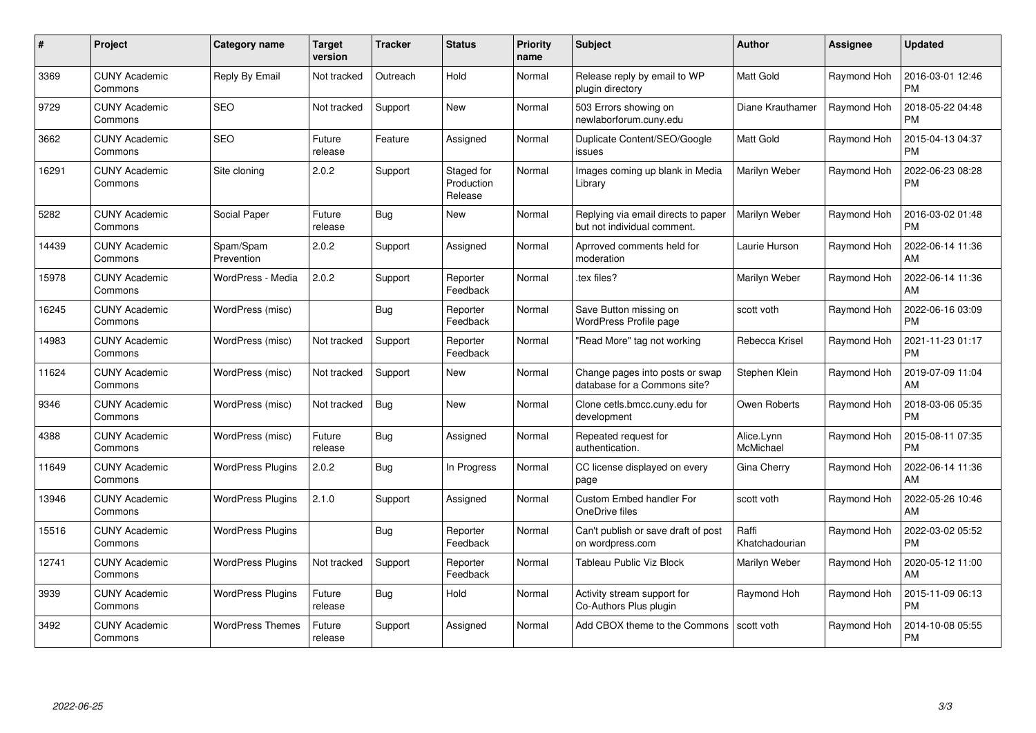| # | Project | Category name | Target version | Tracker | Status | Priority name | Subject | Author | Assignee | Updated |
|---|---|---|---|---|---|---|---|---|---|---|
| 3369 | CUNY Academic Commons | Reply By Email | Not tracked | Outreach | Hold | Normal | Release reply by email to WP plugin directory | Matt Gold | Raymond Hoh | 2016-03-01 12:46 PM |
| 9729 | CUNY Academic Commons | SEO | Not tracked | Support | New | Normal | 503 Errors showing on newlaborforum.cuny.edu | Diane Krauthamer | Raymond Hoh | 2018-05-22 04:48 PM |
| 3662 | CUNY Academic Commons | SEO | Future release | Feature | Assigned | Normal | Duplicate Content/SEO/Google issues | Matt Gold | Raymond Hoh | 2015-04-13 04:37 PM |
| 16291 | CUNY Academic Commons | Site cloning | 2.0.2 | Support | Staged for Production Release | Normal | Images coming up blank in Media Library | Marilyn Weber | Raymond Hoh | 2022-06-23 08:28 PM |
| 5282 | CUNY Academic Commons | Social Paper | Future release | Bug | New | Normal | Replying via email directs to paper but not individual comment. | Marilyn Weber | Raymond Hoh | 2016-03-02 01:48 PM |
| 14439 | CUNY Academic Commons | Spam/Spam Prevention | 2.0.2 | Support | Assigned | Normal | Aprroved comments held for moderation | Laurie Hurson | Raymond Hoh | 2022-06-14 11:36 AM |
| 15978 | CUNY Academic Commons | WordPress - Media | 2.0.2 | Support | Reporter Feedback | Normal | .tex files? | Marilyn Weber | Raymond Hoh | 2022-06-14 11:36 AM |
| 16245 | CUNY Academic Commons | WordPress (misc) | | Bug | Reporter Feedback | Normal | Save Button missing on WordPress Profile page | scott voth | Raymond Hoh | 2022-06-16 03:09 PM |
| 14983 | CUNY Academic Commons | WordPress (misc) | Not tracked | Support | Reporter Feedback | Normal | "Read More" tag not working | Rebecca Krisel | Raymond Hoh | 2021-11-23 01:17 PM |
| 11624 | CUNY Academic Commons | WordPress (misc) | Not tracked | Support | New | Normal | Change pages into posts or swap database for a Commons site? | Stephen Klein | Raymond Hoh | 2019-07-09 11:04 AM |
| 9346 | CUNY Academic Commons | WordPress (misc) | Not tracked | Bug | New | Normal | Clone cetls.bmcc.cuny.edu for development | Owen Roberts | Raymond Hoh | 2018-03-06 05:35 PM |
| 4388 | CUNY Academic Commons | WordPress (misc) | Future release | Bug | Assigned | Normal | Repeated request for authentication. | Alice.Lynn McMichael | Raymond Hoh | 2015-08-11 07:35 PM |
| 11649 | CUNY Academic Commons | WordPress Plugins | 2.0.2 | Bug | In Progress | Normal | CC license displayed on every page | Gina Cherry | Raymond Hoh | 2022-06-14 11:36 AM |
| 13946 | CUNY Academic Commons | WordPress Plugins | 2.1.0 | Support | Assigned | Normal | Custom Embed handler For OneDrive files | scott voth | Raymond Hoh | 2022-05-26 10:46 AM |
| 15516 | CUNY Academic Commons | WordPress Plugins | | Bug | Reporter Feedback | Normal | Can't publish or save draft of post on wordpress.com | Raffi Khatchadourian | Raymond Hoh | 2022-03-02 05:52 PM |
| 12741 | CUNY Academic Commons | WordPress Plugins | Not tracked | Support | Reporter Feedback | Normal | Tableau Public Viz Block | Marilyn Weber | Raymond Hoh | 2020-05-12 11:00 AM |
| 3939 | CUNY Academic Commons | WordPress Plugins | Future release | Bug | Hold | Normal | Activity stream support for Co-Authors Plus plugin | Raymond Hoh | Raymond Hoh | 2015-11-09 06:13 PM |
| 3492 | CUNY Academic Commons | WordPress Themes | Future release | Support | Assigned | Normal | Add CBOX theme to the Commons | scott voth | Raymond Hoh | 2014-10-08 05:55 PM |